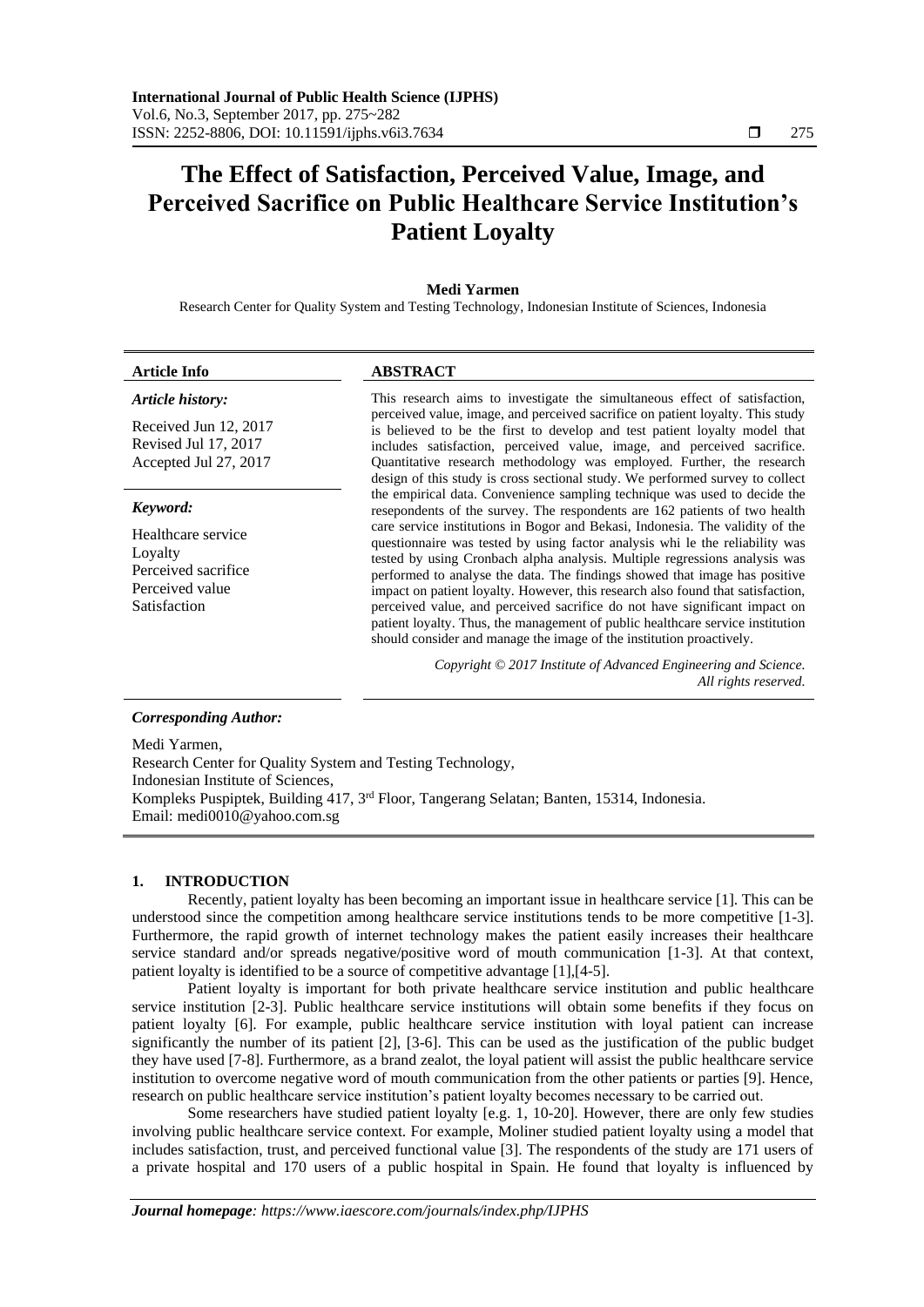# The Effect of Satisfaction, Perceived Value, Image, and Perceived Sacrifice on Public Healthcare Service Institution's Patient Loyalty

**Medi Yarmen**

Research Center for Quality System and Testing Technology, Indonesian Institute of Sciences, Indonesia

| Article Info | ABSTRACT |
|---|---|
| ***Article history:***<br><br>Received Jun 12, 2017<br>Revised Jul 17, 2017<br>Accepted Jul 27, 2017<br><br>***Keyword:***<br><br>Healthcare service<br>Loyalty<br>Perceived sacrifice<br>Perceived value<br>Satisfaction | This research aims to investigate the simultaneous effect of satisfaction, perceived value, image, and perceived sacrifice on patient loyalty. This study is believed to be the first to develop and test patient loyalty model that includes satisfaction, perceived value, image, and perceived sacrifice. Quantitative research methodology was employed. Further, the research design of this study is cross sectional study. We performed survey to collect the empirical data. Convenience sampling technique was used to decide the resepondents of the survey. The respondents are 162 patients of two health care service institutions in Bogor and Bekasi, Indonesia. The validity of the questionnaire was tested by using factor analysis whi le the reliability was tested by using Cronbach alpha analysis. Multiple regressions analysis was performed to analyse the data. The findings showed that image has positive impact on patient loyalty. However, this research also found that satisfaction, perceived value, and perceived sacrifice do not have significant impact on patient loyalty. Thus, the management of public healthcare service institution should consider and manage the image of the institution proactively.<br><br>*Copyright © 2017 Institute of Advanced Engineering and Science. All rights reserved.* |

***Corresponding Author:***

Medi Yarmen,
Research Center for Quality System and Testing Technology,
Indonesian Institute of Sciences,
Kompleks Puspiptek, Building 417, 3rd Floor, Tangerang Selatan; Banten, 15314, Indonesia.
Email: medi0010@yahoo.com.sg

## 1. INTRODUCTION

Recently, patient loyalty has been becoming an important issue in healthcare service [1]. This can be understood since the competition among healthcare service institutions tends to be more competitive [1-3]. Furthermore, the rapid growth of internet technology makes the patient easily increases their healthcare service standard and/or spreads negative/positive word of mouth communication [1-3]. At that context, patient loyalty is identified to be a source of competitive advantage [1],[4-5].

Patient loyalty is important for both private healthcare service institution and public healthcare service institution [2-3]. Public healthcare service institutions will obtain some benefits if they focus on patient loyalty [6]. For example, public healthcare service institution with loyal patient can increase significantly the number of its patient [2], [3-6]. This can be used as the justification of the public budget they have used [7-8]. Furthermore, as a brand zealot, the loyal patient will assist the public healthcare service institution to overcome negative word of mouth communication from the other patients or parties [9]. Hence, research on public healthcare service institution's patient loyalty becomes necessary to be carried out.

Some researchers have studied patient loyalty [e.g. 1, 10-20]. However, there are only few studies involving public healthcare service context. For example, Moliner studied patient loyalty using a model that includes satisfaction, trust, and perceived functional value [3]. The respondents of the study are 171 users of a private hospital and 170 users of a public hospital in Spain. He found that loyalty is influenced by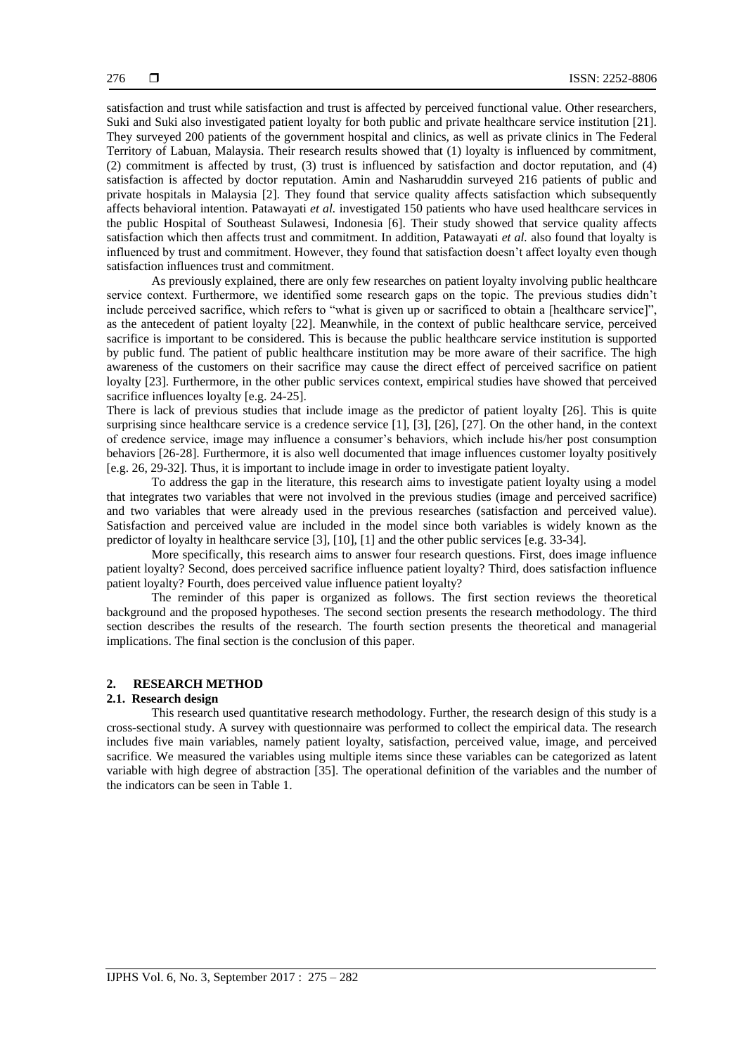satisfaction and trust while satisfaction and trust is affected by perceived functional value. Other researchers, Suki and Suki also investigated patient loyalty for both public and private healthcare service institution [21]. They surveyed 200 patients of the government hospital and clinics, as well as private clinics in The Federal Territory of Labuan, Malaysia. Their research results showed that (1) loyalty is influenced by commitment, (2) commitment is affected by trust, (3) trust is influenced by satisfaction and doctor reputation, and (4) satisfaction is affected by doctor reputation. Amin and Nasharuddin surveyed 216 patients of public and private hospitals in Malaysia [2]. They found that service quality affects satisfaction which subsequently affects behavioral intention. Patawayati *et al.* investigated 150 patients who have used healthcare services in the public Hospital of Southeast Sulawesi, Indonesia [6]. Their study showed that service quality affects satisfaction which then affects trust and commitment. In addition, Patawayati *et al.* also found that loyalty is influenced by trust and commitment. However, they found that satisfaction doesn't affect loyalty even though satisfaction influences trust and commitment.

As previously explained, there are only few researches on patient loyalty involving public healthcare service context. Furthermore, we identified some research gaps on the topic. The previous studies didn't include perceived sacrifice, which refers to "what is given up or sacrificed to obtain a [healthcare service]", as the antecedent of patient loyalty [22]. Meanwhile, in the context of public healthcare service, perceived sacrifice is important to be considered. This is because the public healthcare service institution is supported by public fund. The patient of public healthcare institution may be more aware of their sacrifice. The high awareness of the customers on their sacrifice may cause the direct effect of perceived sacrifice on patient loyalty [23]. Furthermore, in the other public services context, empirical studies have showed that perceived sacrifice influences loyalty [e.g. 24-25].

There is lack of previous studies that include image as the predictor of patient loyalty [26]. This is quite surprising since healthcare service is a credence service [1], [3], [26], [27]. On the other hand, in the context of credence service, image may influence a consumer's behaviors, which include his/her post consumption behaviors [26-28]. Furthermore, it is also well documented that image influences customer loyalty positively [e.g. 26, 29-32]. Thus, it is important to include image in order to investigate patient loyalty.

To address the gap in the literature, this research aims to investigate patient loyalty using a model that integrates two variables that were not involved in the previous studies (image and perceived sacrifice) and two variables that were already used in the previous researches (satisfaction and perceived value). Satisfaction and perceived value are included in the model since both variables is widely known as the predictor of loyalty in healthcare service [3], [10], [1] and the other public services [e.g. 33-34].

More specifically, this research aims to answer four research questions. First, does image influence patient loyalty? Second, does perceived sacrifice influence patient loyalty? Third, does satisfaction influence patient loyalty? Fourth, does perceived value influence patient loyalty?

The reminder of this paper is organized as follows. The first section reviews the theoretical background and the proposed hypotheses. The second section presents the research methodology. The third section describes the results of the research. The fourth section presents the theoretical and managerial implications. The final section is the conclusion of this paper.

## 2. RESEARCH METHOD

### 2.1. Research design

This research used quantitative research methodology. Further, the research design of this study is a cross-sectional study. A survey with questionnaire was performed to collect the empirical data. The research includes five main variables, namely patient loyalty, satisfaction, perceived value, image, and perceived sacrifice. We measured the variables using multiple items since these variables can be categorized as latent variable with high degree of abstraction [35]. The operational definition of the variables and the number of the indicators can be seen in Table 1.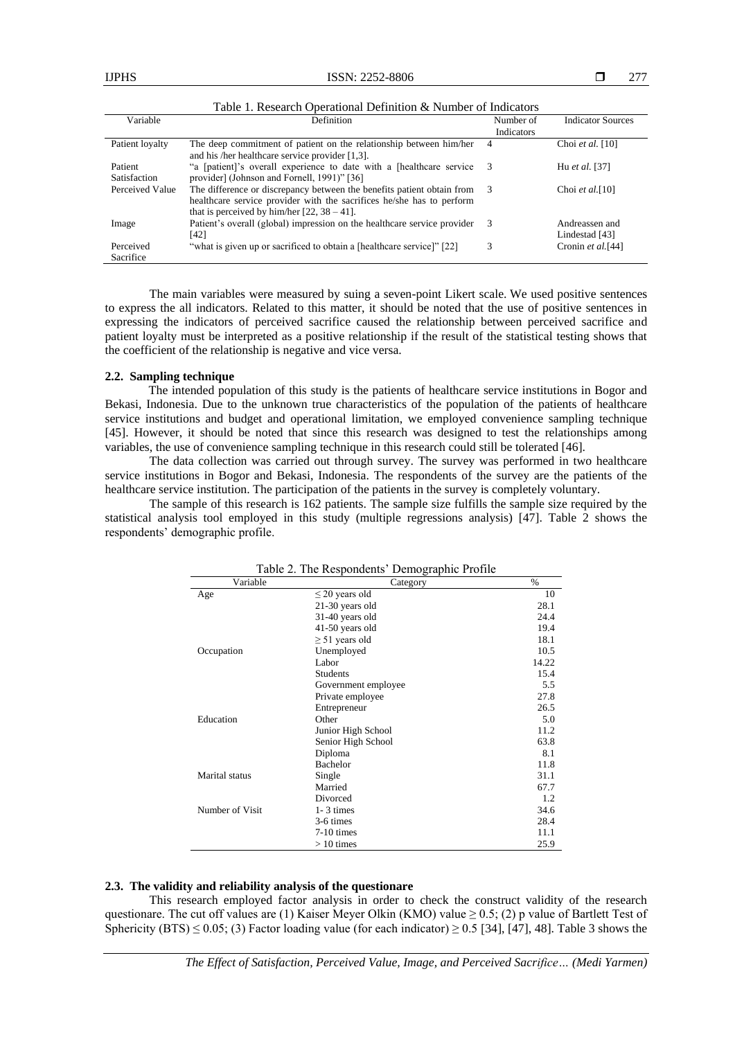Table 1. Research Operational Definition & Number of Indicators

| Variable | Definition | Number of Indicators | Indicator Sources |
|---|---|---|---|
| Patient loyalty | The deep commitment of patient on the relationship between him/her and his /her healthcare service provider [1,3]. | 4 | Choi *et al.* [10] |
| Patient Satisfaction | "a [patient]'s overall experience to date with a [healthcare service provider] (Johnson and Fornell, 1991)" [36] | 3 | Hu *et al.* [37] |
| Perceived Value | The difference or discrepancy between the benefits patient obtain from healthcare service provider with the sacrifices he/she has to perform that is perceived by him/her [22, 38 – 41]. | 3 | Choi *et al.*[10] |
| Image | Patient's overall (global) impression on the healthcare service provider [42] | 3 | Andreassen and Lindestad [43] |
| Perceived Sacrifice | "what is given up or sacrificed to obtain a [healthcare service]" [22] | 3 | Cronin *et al.*[44] |

The main variables were measured by suing a seven-point Likert scale. We used positive sentences to express the all indicators. Related to this matter, it should be noted that the use of positive sentences in expressing the indicators of perceived sacrifice caused the relationship between perceived sacrifice and patient loyalty must be interpreted as a positive relationship if the result of the statistical testing shows that the coefficient of the relationship is negative and vice versa.

### 2.2. Sampling technique

The intended population of this study is the patients of healthcare service institutions in Bogor and Bekasi, Indonesia. Due to the unknown true characteristics of the population of the patients of healthcare service institutions and budget and operational limitation, we employed convenience sampling technique [45]. However, it should be noted that since this research was designed to test the relationships among variables, the use of convenience sampling technique in this research could still be tolerated [46].

The data collection was carried out through survey. The survey was performed in two healthcare service institutions in Bogor and Bekasi, Indonesia. The respondents of the survey are the patients of the healthcare service institution. The participation of the patients in the survey is completely voluntary.

The sample of this research is 162 patients. The sample size fulfills the sample size required by the statistical analysis tool employed in this study (multiple regressions analysis) [47]. Table 2 shows the respondents' demographic profile.

Table 2. The Respondents' Demographic Profile

| Variable | Category | % |
|---|---|---|
| Age | ≤ 20 years old | 10 |
| | 21-30 years old | 28.1 |
| | 31-40 years old | 24.4 |
| | 41-50 years old | 19.4 |
| | ≥ 51 years old | 18.1 |
| Occupation | Unemployed | 10.5 |
| | Labor | 14.22 |
| | Students | 15.4 |
| | Government employee | 5.5 |
| | Private employee | 27.8 |
| | Entrepreneur | 26.5 |
| Education | Other | 5.0 |
| | Junior High School | 11.2 |
| | Senior High School | 63.8 |
| | Diploma | 8.1 |
| | Bachelor | 11.8 |
| Marital status | Single | 31.1 |
| | Married | 67.7 |
| | Divorced | 1.2 |
| Number of Visit | 1- 3 times | 34.6 |
| | 3-6 times | 28.4 |
| | 7-10 times | 11.1 |
| | > 10 times | 25.9 |

### 2.3. The validity and reliability analysis of the questionare

This research employed factor analysis in order to check the construct validity of the research questionare. The cut off values are (1) Kaiser Meyer Olkin (KMO) value $\geq 0.5$; (2) p value of Bartlett Test of Sphericity (BTS) $\leq 0.05$; (3) Factor loading value (for each indicator) $\geq 0.5$ [34], [47], 48]. Table 3 shows the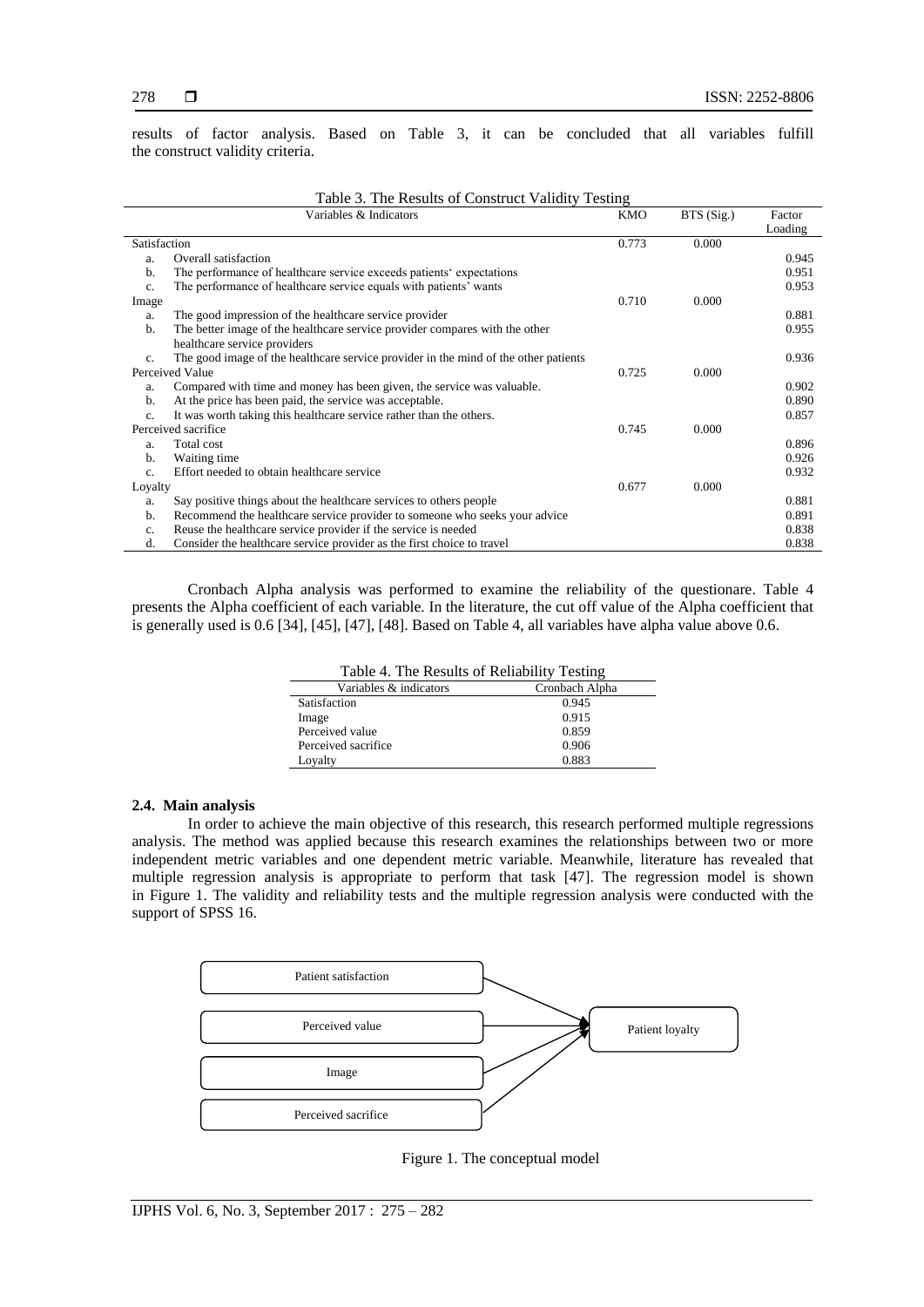results of factor analysis. Based on Table 3, it can be concluded that all variables fulfill the construct validity criteria.

Table 3. The Results of Construct Validity Testing

| Variables & Indicators | KMO | BTS (Sig.) | Factor Loading |
|---|---|---|---|
| Satisfaction | 0.773 | 0.000 | |
| a. Overall satisfaction | | | 0.945 |
| b. The performance of healthcare service exceeds patients' expectations | | | 0.951 |
| c. The performance of healthcare service equals with patients' wants | | | 0.953 |
| Image | 0.710 | 0.000 | |
| a. The good impression of the healthcare service provider | | | 0.881 |
| b. The better image of the healthcare service provider compares with the other healthcare service providers | | | 0.955 |
| c. The good image of the healthcare service provider in the mind of the other patients | | | 0.936 |
| Perceived Value | 0.725 | 0.000 | |
| a. Compared with time and money has been given, the service was valuable. | | | 0.902 |
| b. At the price has been paid, the service was acceptable. | | | 0.890 |
| c. It was worth taking this healthcare service rather than the others. | | | 0.857 |
| Perceived sacrifice | 0.745 | 0.000 | |
| a. Total cost | | | 0.896 |
| b. Waiting time | | | 0.926 |
| c. Effort needed to obtain healthcare service | | | 0.932 |
| Loyalty | 0.677 | 0.000 | |
| a. Say positive things about the healthcare services to others people | | | 0.881 |
| b. Recommend the healthcare service provider to someone who seeks your advice | | | 0.891 |
| c. Reuse the healthcare service provider if the service is needed | | | 0.838 |
| d. Consider the healthcare service provider as the first choice to travel | | | 0.838 |

Cronbach Alpha analysis was performed to examine the reliability of the questionare. Table 4 presents the Alpha coefficient of each variable. In the literature, the cut off value of the Alpha coefficient that is generally used is 0.6 [34], [45], [47], [48]. Based on Table 4, all variables have alpha value above 0.6.

Table 4. The Results of Reliability Testing

| Variables & indicators | Cronbach Alpha |
|---|---|
| Satisfaction | 0.945 |
| Image | 0.915 |
| Perceived value | 0.859 |
| Perceived sacrifice | 0.906 |
| Loyalty | 0.883 |

### 2.4. Main analysis

In order to achieve the main objective of this research, this research performed multiple regressions analysis. The method was applied because this research examines the relationships between two or more independent metric variables and one dependent metric variable. Meanwhile, literature has revealed that multiple regression analysis is appropriate to perform that task [47]. The regression model is shown in Figure 1. The validity and reliability tests and the multiple regression analysis were conducted with the support of SPSS 16.

Patient satisfaction → Patient loyalty
Perceived value → Patient loyalty
Image → Patient loyalty
Perceived sacrifice → Patient loyalty

Figure 1. The conceptual model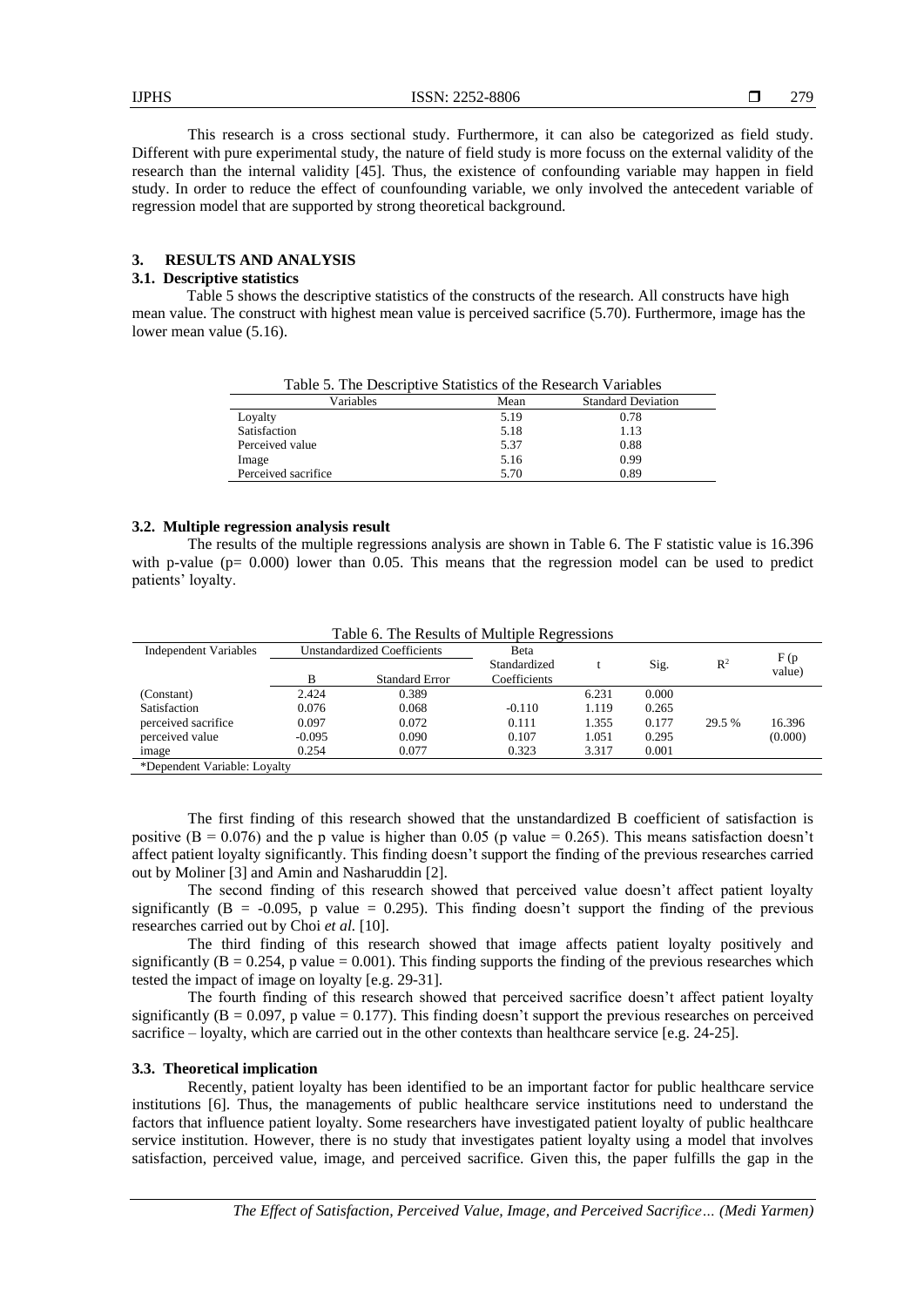This research is a cross sectional study. Furthermore, it can also be categorized as field study. Different with pure experimental study, the nature of field study is more focuss on the external validity of the research than the internal validity [45]. Thus, the existence of confounding variable may happen in field study. In order to reduce the effect of counfounding variable, we only involved the antecedent variable of regression model that are supported by strong theoretical background.

## 3. RESULTS AND ANALYSIS

### 3.1. Descriptive statistics

Table 5 shows the descriptive statistics of the constructs of the research. All constructs have high mean value. The construct with highest mean value is perceived sacrifice (5.70). Furthermore, image has the lower mean value (5.16).

Table 5. The Descriptive Statistics of the Research Variables

| Variables | Mean | Standard Deviation |
|---|---|---|
| Loyalty | 5.19 | 0.78 |
| Satisfaction | 5.18 | 1.13 |
| Perceived value | 5.37 | 0.88 |
| Image | 5.16 | 0.99 |
| Perceived sacrifice | 5.70 | 0.89 |

### 3.2. Multiple regression analysis result

The results of the multiple regressions analysis are shown in Table 6. The F statistic value is 16.396 with p-value (p= 0.000) lower than 0.05. This means that the regression model can be used to predict patients' loyalty.

Table 6. The Results of Multiple Regressions

| Independent Variables | Unstandardized Coefficients | | Beta Standardized Coefficients | t | Sig. | $R^2$ | F (p value) |
|---|---|---|---|---|---|---|---|
| | B | Standard Error | | | | | |
| (Constant) | 2.424 | 0.389 | | 6.231 | 0.000 | | |
| Satisfaction | 0.076 | 0.068 | -0.110 | 1.119 | 0.265 | | |
| perceived sacrifice | 0.097 | 0.072 | 0.111 | 1.355 | 0.177 | 29.5 % | 16.396 |
| perceived value | -0.095 | 0.090 | 0.107 | 1.051 | 0.295 | | (0.000) |
| image | 0.254 | 0.077 | 0.323 | 3.317 | 0.001 | | |

*Dependent Variable: Loyalty

The first finding of this research showed that the unstandardized B coefficient of satisfaction is positive (B = 0.076) and the p value is higher than 0.05 (p value = 0.265). This means satisfaction doesn't affect patient loyalty significantly. This finding doesn't support the finding of the previous researches carried out by Moliner [3] and Amin and Nasharuddin [2].

The second finding of this research showed that perceived value doesn't affect patient loyalty significantly (B = -0.095, p value = 0.295). This finding doesn't support the finding of the previous researches carried out by Choi *et al.* [10].

The third finding of this research showed that image affects patient loyalty positively and significantly (B = 0.254, p value = 0.001). This finding supports the finding of the previous researches which tested the impact of image on loyalty [e.g. 29-31].

The fourth finding of this research showed that perceived sacrifice doesn't affect patient loyalty significantly (B = 0.097, p value = 0.177). This finding doesn't support the previous researches on perceived sacrifice – loyalty, which are carried out in the other contexts than healthcare service [e.g. 24-25].

### 3.3. Theoretical implication

Recently, patient loyalty has been identified to be an important factor for public healthcare service institutions [6]. Thus, the managements of public healthcare service institutions need to understand the factors that influence patient loyalty. Some researchers have investigated patient loyalty of public healthcare service institution. However, there is no study that investigates patient loyalty using a model that involves satisfaction, perceived value, image, and perceived sacrifice. Given this, the paper fulfills the gap in the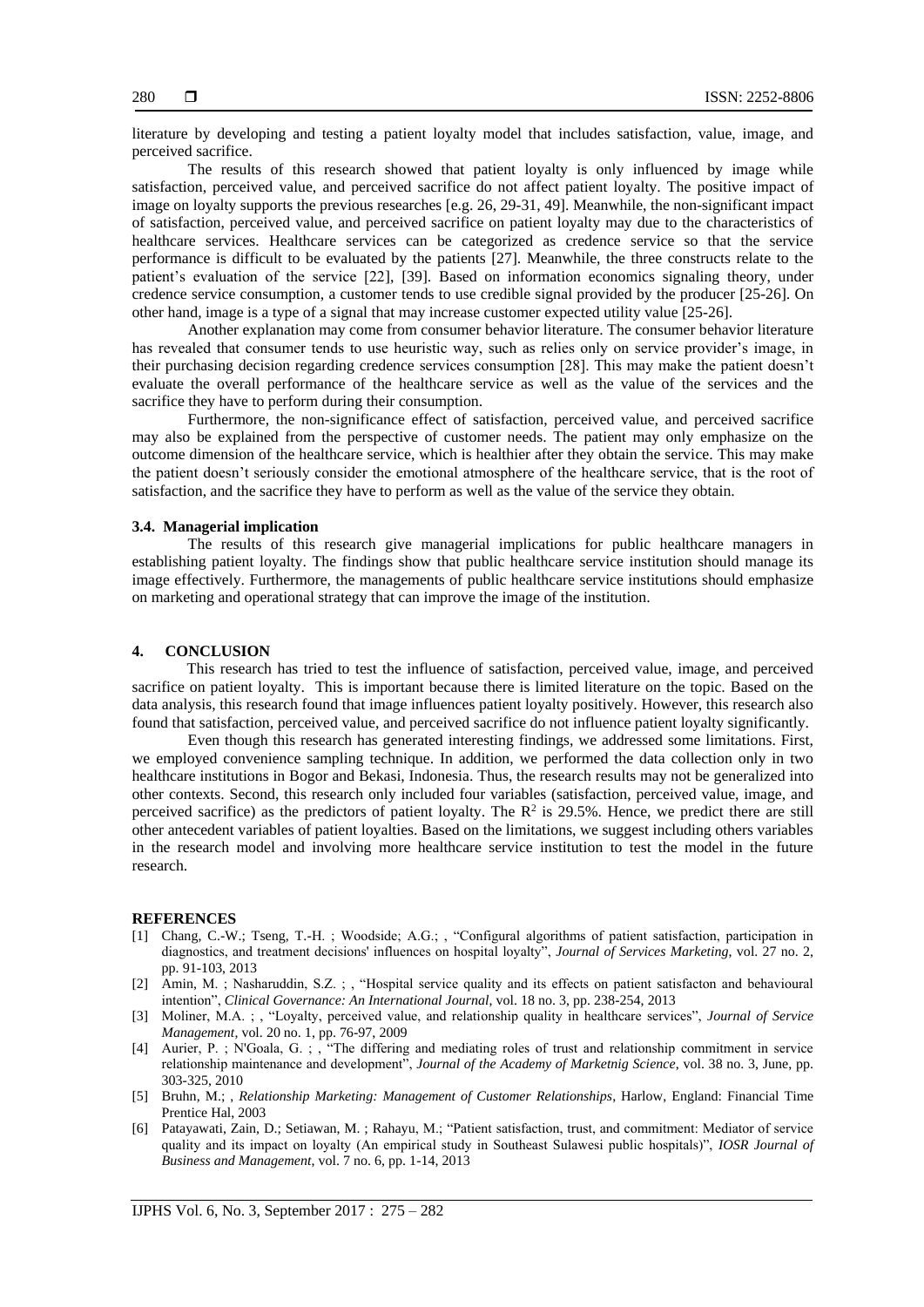literature by developing and testing a patient loyalty model that includes satisfaction, value, image, and perceived sacrifice.

The results of this research showed that patient loyalty is only influenced by image while satisfaction, perceived value, and perceived sacrifice do not affect patient loyalty. The positive impact of image on loyalty supports the previous researches [e.g. 26, 29-31, 49]. Meanwhile, the non-significant impact of satisfaction, perceived value, and perceived sacrifice on patient loyalty may due to the characteristics of healthcare services. Healthcare services can be categorized as credence service so that the service performance is difficult to be evaluated by the patients [27]. Meanwhile, the three constructs relate to the patient's evaluation of the service [22], [39]. Based on information economics signaling theory, under credence service consumption, a customer tends to use credible signal provided by the producer [25-26]. On other hand, image is a type of a signal that may increase customer expected utility value [25-26].

Another explanation may come from consumer behavior literature. The consumer behavior literature has revealed that consumer tends to use heuristic way, such as relies only on service provider's image, in their purchasing decision regarding credence services consumption [28]. This may make the patient doesn't evaluate the overall performance of the healthcare service as well as the value of the services and the sacrifice they have to perform during their consumption.

Furthermore, the non-significance effect of satisfaction, perceived value, and perceived sacrifice may also be explained from the perspective of customer needs. The patient may only emphasize on the outcome dimension of the healthcare service, which is healthier after they obtain the service. This may make the patient doesn't seriously consider the emotional atmosphere of the healthcare service, that is the root of satisfaction, and the sacrifice they have to perform as well as the value of the service they obtain.

### 3.4. Managerial implication

The results of this research give managerial implications for public healthcare managers in establishing patient loyalty. The findings show that public healthcare service institution should manage its image effectively. Furthermore, the managements of public healthcare service institutions should emphasize on marketing and operational strategy that can improve the image of the institution.

## 4. CONCLUSION

This research has tried to test the influence of satisfaction, perceived value, image, and perceived sacrifice on patient loyalty. This is important because there is limited literature on the topic. Based on the data analysis, this research found that image influences patient loyalty positively. However, this research also found that satisfaction, perceived value, and perceived sacrifice do not influence patient loyalty significantly.

Even though this research has generated interesting findings, we addressed some limitations. First, we employed convenience sampling technique. In addition, we performed the data collection only in two healthcare institutions in Bogor and Bekasi, Indonesia. Thus, the research results may not be generalized into other contexts. Second, this research only included four variables (satisfaction, perceived value, image, and perceived sacrifice) as the predictors of patient loyalty. The $R^2$ is 29.5%. Hence, we predict there are still other antecedent variables of patient loyalties. Based on the limitations, we suggest including others variables in the research model and involving more healthcare service institution to test the model in the future research.

## REFERENCES

[1] Chang, C.-W.; Tseng, T.-H. ; Woodside; A.G.; , "Configural algorithms of patient satisfaction, participation in diagnostics, and treatment decisions' influences on hospital loyalty", *Journal of Services Marketing*, vol. 27 no. 2, pp. 91-103, 2013

[2] Amin, M. ; Nasharuddin, S.Z. ; , "Hospital service quality and its effects on patient satisfacton and behavioural intention", *Clinical Governance: An International Journal*, vol. 18 no. 3, pp. 238-254, 2013

[3] Moliner, M.A. ; , "Loyalty, perceived value, and relationship quality in healthcare services", *Journal of Service Management*, vol. 20 no. 1, pp. 76-97, 2009

[4] Aurier, P. ; N'Goala, G. ; , "The differing and mediating roles of trust and relationship commitment in service relationship maintenance and development", *Journal of the Academy of Marketnig Science*, vol. 38 no. 3, June, pp. 303-325, 2010

[5] Bruhn, M.; , *Relationship Marketing: Management of Customer Relationships*, Harlow, England: Financial Time Prentice Hal, 2003

[6] Patayawati, Zain, D.; Setiawan, M. ; Rahayu, M.; "Patient satisfaction, trust, and commitment: Mediator of service quality and its impact on loyalty (An empirical study in Southeast Sulawesi public hospitals)", *IOSR Journal of Business and Management*, vol. 7 no. 6, pp. 1-14, 2013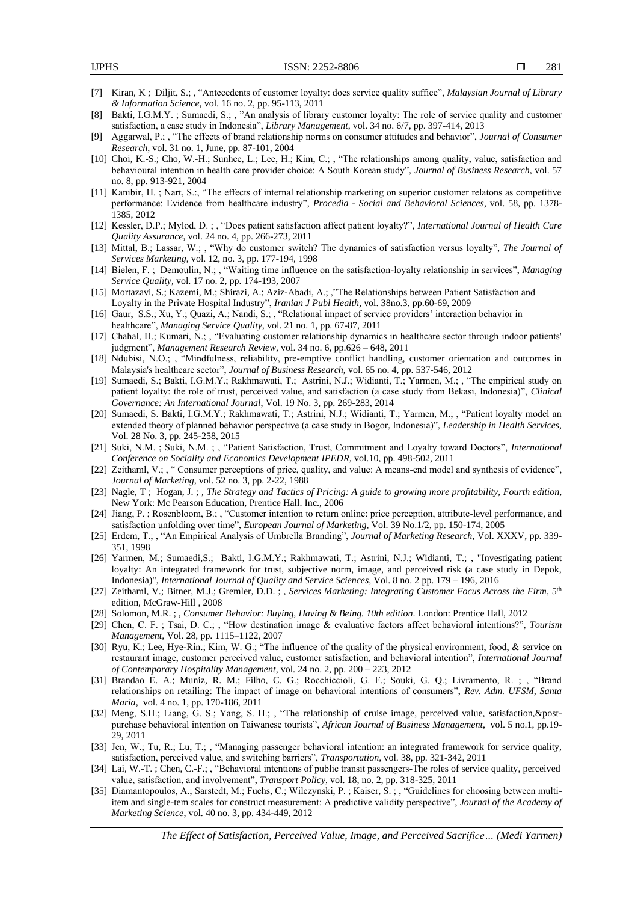[7] Kiran, K ; Diljit, S.; , "Antecedents of customer loyalty: does service quality suffice", *Malaysian Journal of Library & Information Science*, vol. 16 no. 2, pp. 95-113, 2011

[8] Bakti, I.G.M.Y. ; Sumaedi, S.; , "An analysis of library customer loyalty: The role of service quality and customer satisfaction, a case study in Indonesia", *Library Management*, vol. 34 no. 6/7, pp. 397-414, 2013

[9] Aggarwal, P.; , "The effects of brand relationship norms on consumer attitudes and behavior", *Journal of Consumer Research*, vol. 31 no. 1, June, pp. 87-101, 2004

[10] Choi, K.-S.; Cho, W.-H.; Sunhee, L.; Lee, H.; Kim, C.; , "The relationships among quality, value, satisfaction and behavioural intention in health care provider choice: A South Korean study", *Journal of Business Research*, vol. 57 no. 8, pp. 913-921, 2004

[11] Kanibir, H. ; Nart, S.:, "The effects of internal relationship marketing on superior customer relatons as competitive performance: Evidence from healthcare industry", *Procedia - Social and Behavioral Sciences*, vol. 58, pp. 1378-1385, 2012

[12] Kessler, D.P.; Mylod, D. ; , "Does patient satisfaction affect patient loyalty?", *International Journal of Health Care Quality Assurance*, vol. 24 no. 4, pp. 266-273, 2011

[13] Mittal, B.; Lassar, W.; , "Why do customer switch? The dynamics of satisfaction versus loyalty", *The Journal of Services Marketing*, vol. 12, no. 3, pp. 177-194, 1998

[14] Bielen, F. ; Demoulin, N.; , "Waiting time influence on the satisfaction-loyalty relationship in services", *Managing Service Quality*, vol. 17 no. 2, pp. 174-193, 2007

[15] Mortazavi, S.; Kazemi, M.; Shirazi, A.; Aziz-Abadi, A.; ,"The Relationships between Patient Satisfaction and Loyalty in the Private Hospital Industry", *Iranian J Publ Health*, vol. 38no.3, pp.60-69, 2009

[16] Gaur, S.S.; Xu, Y.; Quazi, A.; Nandi, S.; , "Relational impact of service providers' interaction behavior in healthcare", *Managing Service Quality*, vol. 21 no. 1, pp. 67-87, 2011

[17] Chahal, H.; Kumari, N.; , "Evaluating customer relationship dynamics in healthcare sector through indoor patients' judgment", *Management Research Review*, vol. 34 no. 6, pp.626 – 648, 2011

[18] Ndubisi, N.O.; , "Mindfulness, reliability, pre-emptive conflict handling, customer orientation and outcomes in Malaysia's healthcare sector", *Journal of Business Research*, vol. 65 no. 4, pp. 537-546, 2012

[19] Sumaedi, S.; Bakti, I.G.M.Y.; Rakhmawati, T.; Astrini, N.J.; Widianti, T.; Yarmen, M.; , "The empirical study on patient loyalty: the role of trust, perceived value, and satisfaction (a case study from Bekasi, Indonesia)", *Clinical Governance: An International Journal*, Vol. 19 No. 3, pp. 269-283, 2014

[20] Sumaedi, S. Bakti, I.G.M.Y.; Rakhmawati, T.; Astrini, N.J.; Widianti, T.; Yarmen, M.; , "Patient loyalty model an extended theory of planned behavior perspective (a case study in Bogor, Indonesia)", *Leadership in Health Services*, Vol. 28 No. 3, pp. 245-258, 2015

[21] Suki, N.M. ; Suki, N.M. ; , "Patient Satisfaction, Trust, Commitment and Loyalty toward Doctors", *International Conference on Sociality and Economics Development IPEDR*, vol.10, pp. 498-502, 2011

[22] Zeithaml, V.; , " Consumer perceptions of price, quality, and value: A means-end model and synthesis of evidence", *Journal of Marketing*, vol. 52 no. 3, pp. 2-22, 1988

[23] Nagle, T ; Hogan, J. ; , *The Strategy and Tactics of Pricing: A guide to growing more profitability, Fourth edition*, New York: Mc Pearson Education, Prentice Hall. Inc., 2006

[24] Jiang, P. ; Rosenbloom, B.; , "Customer intention to return online: price perception, attribute-level performance, and satisfaction unfolding over time", *European Journal of Marketing*, Vol. 39 No.1/2, pp. 150-174, 2005

[25] Erdem, T.; , "An Empirical Analysis of Umbrella Branding", *Journal of Marketing Research*, Vol. XXXV, pp. 339-351, 1998

[26] Yarmen, M.; Sumaedi,S.; Bakti, I.G.M.Y.; Rakhmawati, T.; Astrini, N.J.; Widianti, T.; , "Investigating patient loyalty: An integrated framework for trust, subjective norm, image, and perceived risk (a case study in Depok, Indonesia)", *International Journal of Quality and Service Sciences*, Vol. 8 no. 2 pp. 179 – 196, 2016

[27] Zeithaml, V.; Bitner, M.J.; Gremler, D.D. ; , *Services Marketing: Integrating Customer Focus Across the Firm*, 5th edition, McGraw-Hill , 2008

[28] Solomon, M.R. ; , *Consumer Behavior: Buying, Having & Being. 10th edition*. London: Prentice Hall, 2012

[29] Chen, C. F. ; Tsai, D. C.; , "How destination image & evaluative factors affect behavioral intentions?", *Tourism Management*, Vol. 28, pp. 1115–1122, 2007

[30] Ryu, K.; Lee, Hye-Rin.; Kim, W. G.; "The influence of the quality of the physical environment, food, & service on restaurant image, customer perceived value, customer satisfaction, and behavioral intention", *International Journal of Contemporary Hospitality Management*, vol. 24 no. 2, pp. 200 – 223, 2012

[31] Brandao E. A.; Muniz, R. M.; Filho, C. G.; Rocchiccioli, G. F.; Souki, G. Q.; Livramento, R. ; , "Brand relationships on retailing: The impact of image on behavioral intentions of consumers", *Rev. Adm. UFSM, Santa Maria*, vol. 4 no. 1, pp. 170-186, 2011

[32] Meng, S.H.; Liang, G. S.; Yang, S. H.; , "The relationship of cruise image, perceived value, satisfaction,&post-purchase behavioral intention on Taiwanese tourists", *African Journal of Business Management*, vol. 5 no.1, pp.19-29, 2011

[33] Jen, W.; Tu, R.; Lu, T.; , "Managing passenger behavioral intention: an integrated framework for service quality, satisfaction, perceived value, and switching barriers", *Transportation*, vol. 38, pp. 321-342, 2011

[34] Lai, W.-T. ; Chen, C.-F.; , "Behavioral intentions of public transit passengers-The roles of service quality, perceived value, satisfaction, and involvement", *Transport Policy*, vol. 18, no. 2, pp. 318-325, 2011

[35] Diamantopoulos, A.; Sarstedt, M.; Fuchs, C.; Wilczynski, P. ; Kaiser, S. ; , "Guidelines for choosing between multi-item and single-tem scales for construct measurement: A predictive validity perspective", *Journal of the Academy of Marketing Science*, vol. 40 no. 3, pp. 434-449, 2012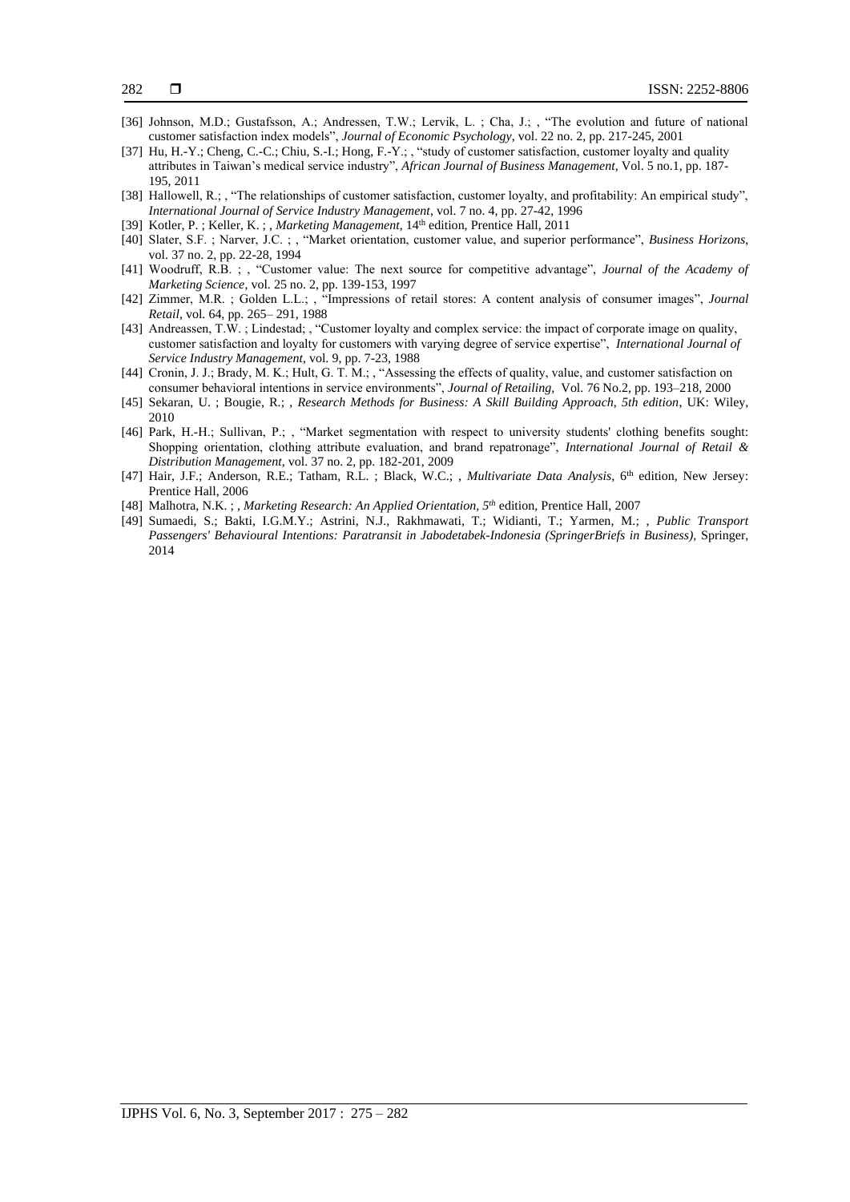[36] Johnson, M.D.; Gustafsson, A.; Andressen, T.W.; Lervik, L. ; Cha, J.; , "The evolution and future of national customer satisfaction index models", *Journal of Economic Psychology*, vol. 22 no. 2, pp. 217-245, 2001

[37] Hu, H.-Y.; Cheng, C.-C.; Chiu, S.-I.; Hong, F.-Y.; , "study of customer satisfaction, customer loyalty and quality attributes in Taiwan's medical service industry", *African Journal of Business Management*, Vol. 5 no.1, pp. 187-195, 2011

[38] Hallowell, R.; , "The relationships of customer satisfaction, customer loyalty, and profitability: An empirical study", *International Journal of Service Industry Management*, vol. 7 no. 4, pp. 27-42, 1996

[39] Kotler, P. ; Keller, K. ; , *Marketing Management*, 14th edition, Prentice Hall, 2011

[40] Slater, S.F. ; Narver, J.C. ; , "Market orientation, customer value, and superior performance", *Business Horizons*, vol. 37 no. 2, pp. 22-28, 1994

[41] Woodruff, R.B. ; , "Customer value: The next source for competitive advantage", *Journal of the Academy of Marketing Science*, vol. 25 no. 2, pp. 139-153, 1997

[42] Zimmer, M.R. ; Golden L.L.; , "Impressions of retail stores: A content analysis of consumer images", *Journal Retail*, vol. 64, pp. 265– 291, 1988

[43] Andreassen, T.W. ; Lindestad; , "Customer loyalty and complex service: the impact of corporate image on quality, customer satisfaction and loyalty for customers with varying degree of service expertise", *International Journal of Service Industry Management*, vol. 9, pp. 7-23, 1988

[44] Cronin, J. J.; Brady, M. K.; Hult, G. T. M.; , "Assessing the effects of quality, value, and customer satisfaction on consumer behavioral intentions in service environments", *Journal of Retailing*, Vol. 76 No.2, pp. 193–218, 2000

[45] Sekaran, U. ; Bougie, R.; , *Research Methods for Business: A Skill Building Approach, 5th edition*, UK: Wiley, 2010

[46] Park, H.-H.; Sullivan, P.; , "Market segmentation with respect to university students' clothing benefits sought: Shopping orientation, clothing attribute evaluation, and brand repatronage", *International Journal of Retail & Distribution Management*, vol. 37 no. 2, pp. 182-201, 2009

[47] Hair, J.F.; Anderson, R.E.; Tatham, R.L. ; Black, W.C.; , *Multivariate Data Analysis*, 6th edition, New Jersey: Prentice Hall, 2006

[48] Malhotra, N.K. ; , *Marketing Research: An Applied Orientation, 5th* edition, Prentice Hall, 2007

[49] Sumaedi, S.; Bakti, I.G.M.Y.; Astrini, N.J., Rakhmawati, T.; Widianti, T.; Yarmen, M.; , *Public Transport Passengers' Behavioural Intentions: Paratransit in Jabodetabek-Indonesia (SpringerBriefs in Business)*, Springer, 2014